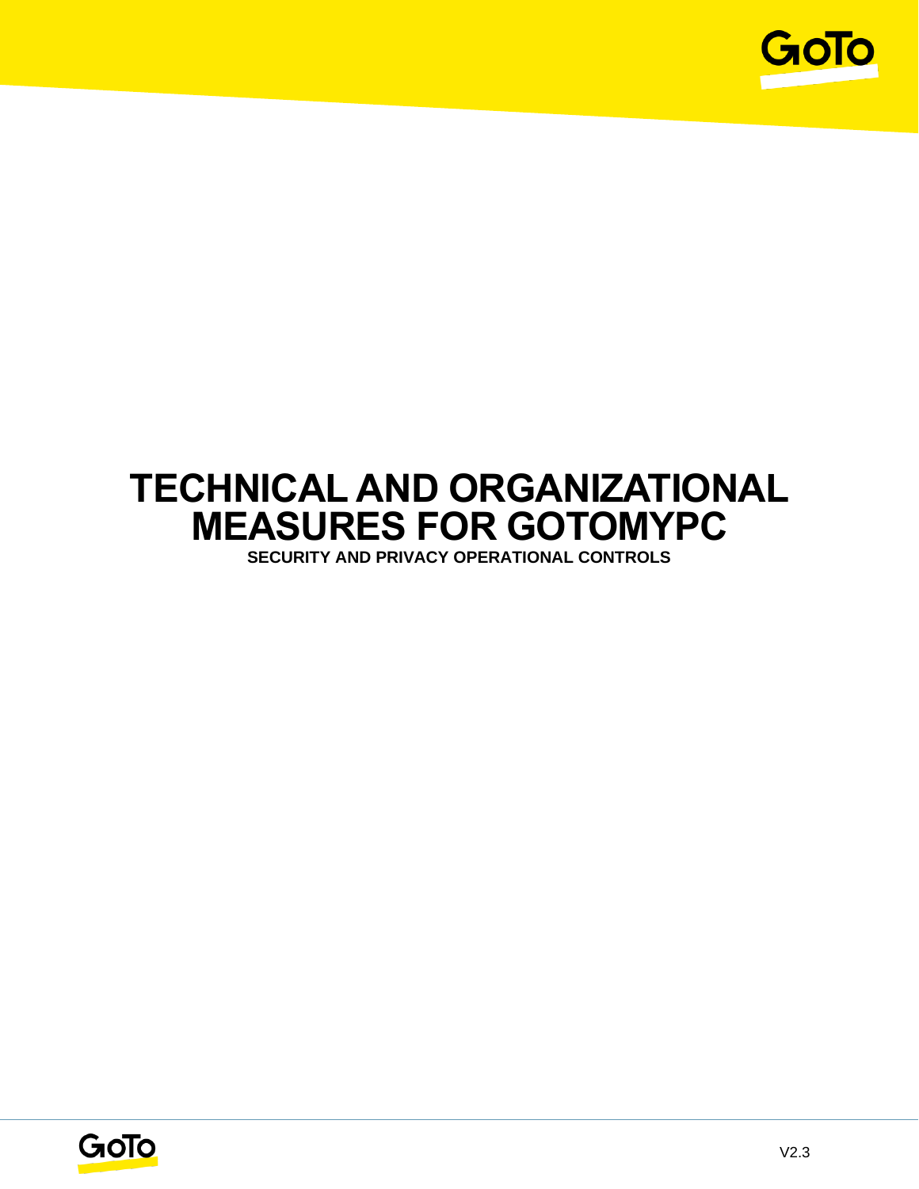# TECHNICAL AND ORGANIZATIONAL MEASURES FOR GOTOMYPC

**SECURITY AND PRIVACY OPERATIONAL CONTROLS**

V2.3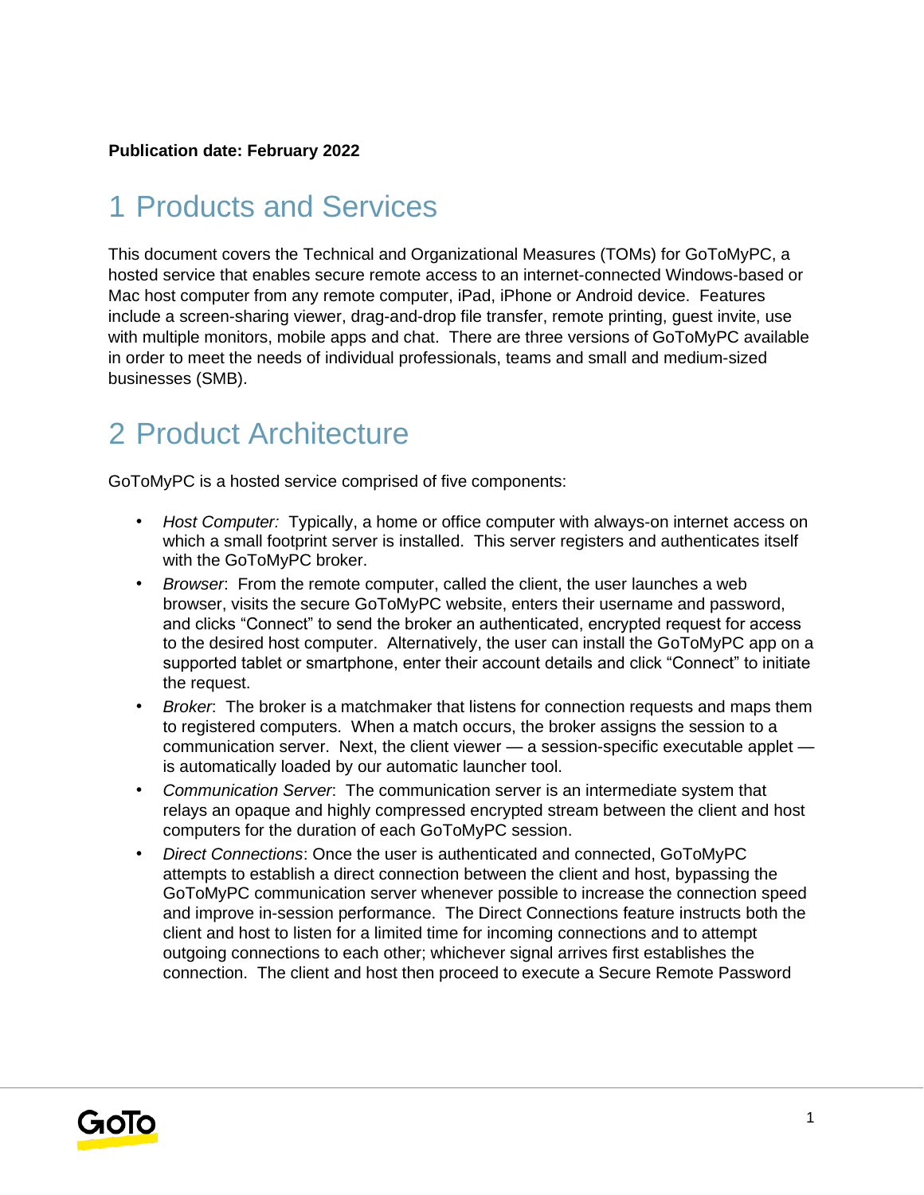**Publication date: February 2022**

# 1 Products and Services

This document covers the Technical and Organizational Measures (TOMs) for GoToMyPC, a hosted service that enables secure remote access to an internet-connected Windows-based or Mac host computer from any remote computer, iPad, iPhone or Android device. Features include a screen-sharing viewer, drag-and-drop file transfer, remote printing, guest invite, use with multiple monitors, mobile apps and chat. There are three versions of GoToMyPC available in order to meet the needs of individual professionals, teams and small and medium-sized businesses (SMB).

# 2 Product Architecture

GoToMyPC is a hosted service comprised of five components:

- *Host Computer:* Typically, a home or office computer with always-on internet access on which a small footprint server is installed. This server registers and authenticates itself with the GoToMyPC broker.
- *Browser*: From the remote computer, called the client, the user launches a web browser, visits the secure GoToMyPC website, enters their username and password, and clicks "Connect" to send the broker an authenticated, encrypted request for access to the desired host computer. Alternatively, the user can install the GoToMyPC app on a supported tablet or smartphone, enter their account details and click "Connect" to initiate the request.
- *Broker*: The broker is a matchmaker that listens for connection requests and maps them to registered computers. When a match occurs, the broker assigns the session to a communication server. Next, the client viewer — a session-specific executable applet — is automatically loaded by our automatic launcher tool.
- *Communication Server*: The communication server is an intermediate system that relays an opaque and highly compressed encrypted stream between the client and host computers for the duration of each GoToMyPC session.
- *Direct Connections*: Once the user is authenticated and connected, GoToMyPC attempts to establish a direct connection between the client and host, bypassing the GoToMyPC communication server whenever possible to increase the connection speed and improve in-session performance. The Direct Connections feature instructs both the client and host to listen for a limited time for incoming connections and to attempt outgoing connections to each other; whichever signal arrives first establishes the connection. The client and host then proceed to execute a Secure Remote Password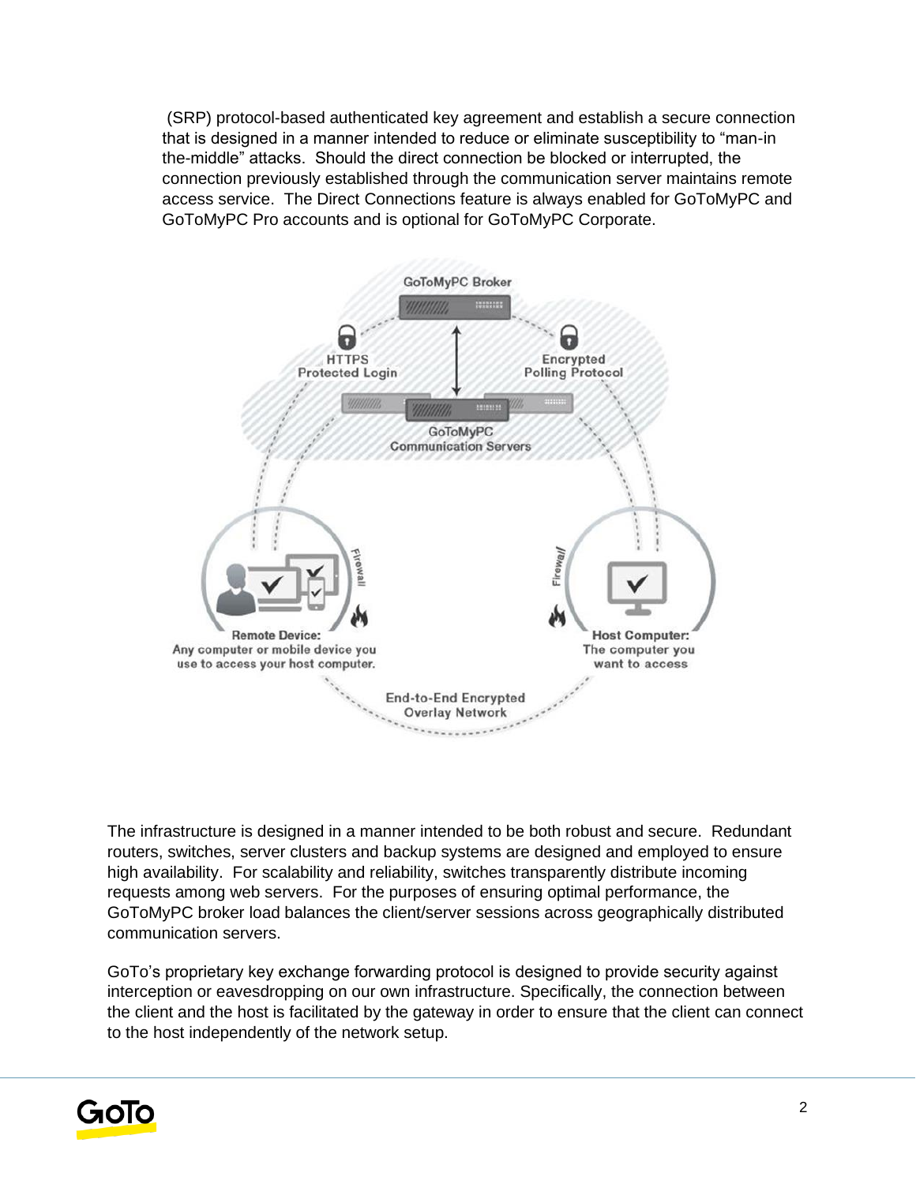(SRP) protocol-based authenticated key agreement and establish a secure connection that is designed in a manner intended to reduce or eliminate susceptibility to "man-in the-middle" attacks. Should the direct connection be blocked or interrupted, the connection previously established through the communication server maintains remote access service. The Direct Connections feature is always enabled for GoToMyPC and GoToMyPC Pro accounts and is optional for GoToMyPC Corporate.

The infrastructure is designed in a manner intended to be both robust and secure. Redundant routers, switches, server clusters and backup systems are designed and employed to ensure high availability. For scalability and reliability, switches transparently distribute incoming requests among web servers. For the purposes of ensuring optimal performance, the GoToMyPC broker load balances the client/server sessions across geographically distributed communication servers.

GoTo's proprietary key exchange forwarding protocol is designed to provide security against interception or eavesdropping on our own infrastructure. Specifically, the connection between the client and the host is facilitated by the gateway in order to ensure that the client can connect to the host independently of the network setup.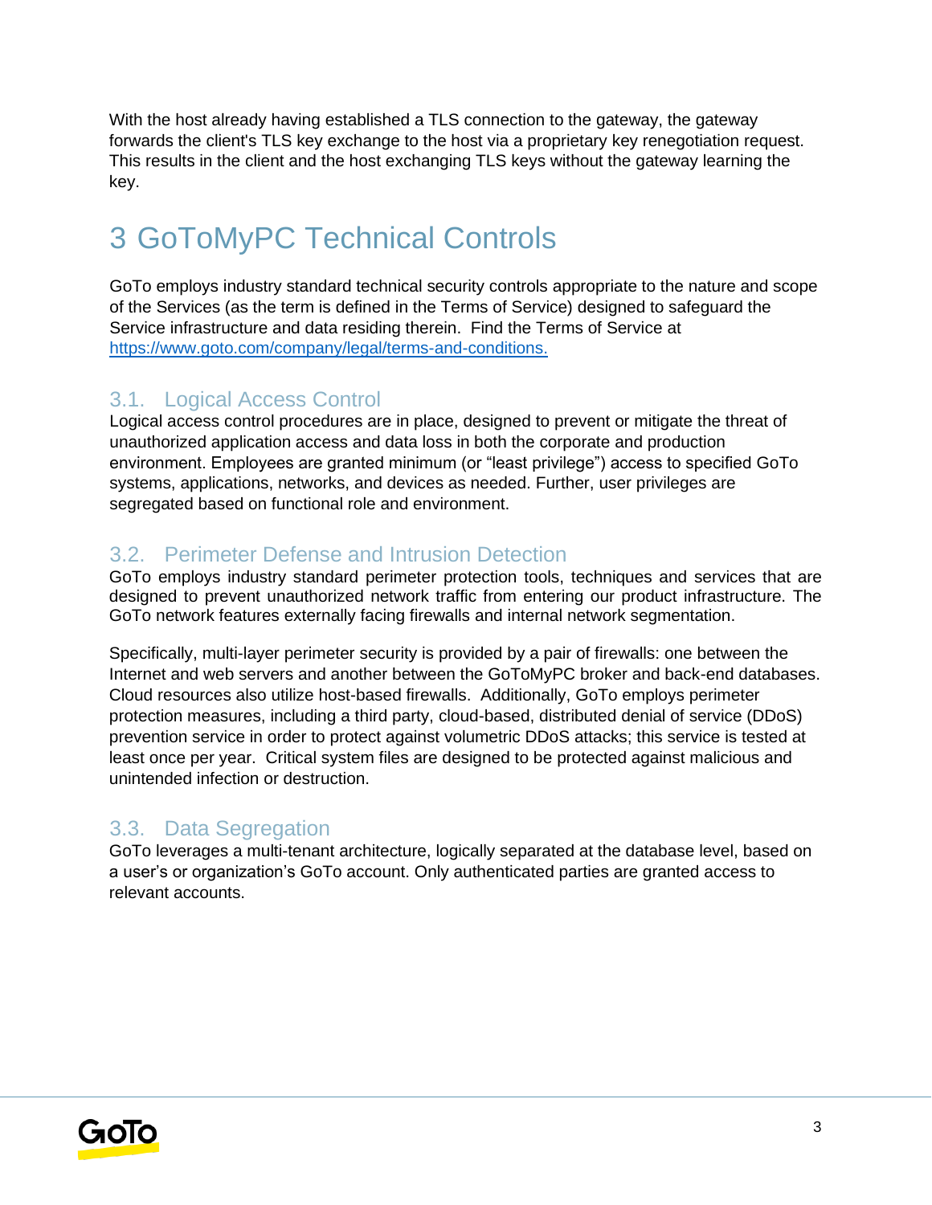With the host already having established a TLS connection to the gateway, the gateway forwards the client's TLS key exchange to the host via a proprietary key renegotiation request. This results in the client and the host exchanging TLS keys without the gateway learning the key.

# 3 GoToMyPC Technical Controls

GoTo employs industry standard technical security controls appropriate to the nature and scope of the Services (as the term is defined in the Terms of Service) designed to safeguard the Service infrastructure and data residing therein. Find the Terms of Service at [https://www.goto.com/company/legal/terms-and-conditions.](https://www.goto.com/company/legal/terms-and-conditions)

## 3.1. Logical Access Control

Logical access control procedures are in place, designed to prevent or mitigate the threat of unauthorized application access and data loss in both the corporate and production environment. Employees are granted minimum (or "least privilege") access to specified GoTo systems, applications, networks, and devices as needed. Further, user privileges are segregated based on functional role and environment.

## 3.2. Perimeter Defense and Intrusion Detection

GoTo employs industry standard perimeter protection tools, techniques and services that are designed to prevent unauthorized network traffic from entering our product infrastructure. The GoTo network features externally facing firewalls and internal network segmentation.

Specifically, multi-layer perimeter security is provided by a pair of firewalls: one between the Internet and web servers and another between the GoToMyPC broker and back-end databases. Cloud resources also utilize host-based firewalls. Additionally, GoTo employs perimeter protection measures, including a third party, cloud-based, distributed denial of service (DDoS) prevention service in order to protect against volumetric DDoS attacks; this service is tested at least once per year. Critical system files are designed to be protected against malicious and unintended infection or destruction.

## 3.3. Data Segregation

GoTo leverages a multi-tenant architecture, logically separated at the database level, based on a user's or organization's GoTo account. Only authenticated parties are granted access to relevant accounts.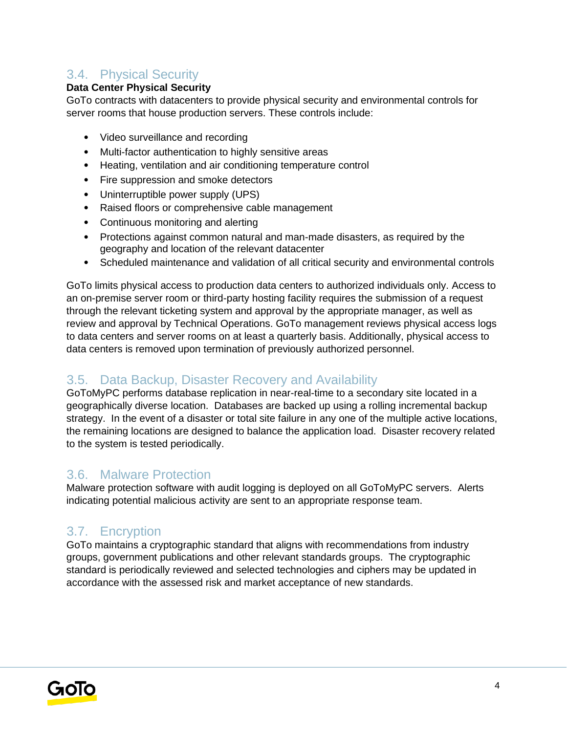## 3.4. Physical Security

**Data Center Physical Security**

GoTo contracts with datacenters to provide physical security and environmental controls for server rooms that house production servers. These controls include:

- Video surveillance and recording
- Multi-factor authentication to highly sensitive areas
- Heating, ventilation and air conditioning temperature control
- Fire suppression and smoke detectors
- Uninterruptible power supply (UPS)
- Raised floors or comprehensive cable management
- Continuous monitoring and alerting
- Protections against common natural and man-made disasters, as required by the geography and location of the relevant datacenter
- Scheduled maintenance and validation of all critical security and environmental controls

GoTo limits physical access to production data centers to authorized individuals only. Access to an on-premise server room or third-party hosting facility requires the submission of a request through the relevant ticketing system and approval by the appropriate manager, as well as review and approval by Technical Operations. GoTo management reviews physical access logs to data centers and server rooms on at least a quarterly basis. Additionally, physical access to data centers is removed upon termination of previously authorized personnel.

## 3.5. Data Backup, Disaster Recovery and Availability

GoToMyPC performs database replication in near-real-time to a secondary site located in a geographically diverse location. Databases are backed up using a rolling incremental backup strategy. In the event of a disaster or total site failure in any one of the multiple active locations, the remaining locations are designed to balance the application load. Disaster recovery related to the system is tested periodically.

## 3.6. Malware Protection

Malware protection software with audit logging is deployed on all GoToMyPC servers. Alerts indicating potential malicious activity are sent to an appropriate response team.

## 3.7. Encryption

GoTo maintains a cryptographic standard that aligns with recommendations from industry groups, government publications and other relevant standards groups. The cryptographic standard is periodically reviewed and selected technologies and ciphers may be updated in accordance with the assessed risk and market acceptance of new standards.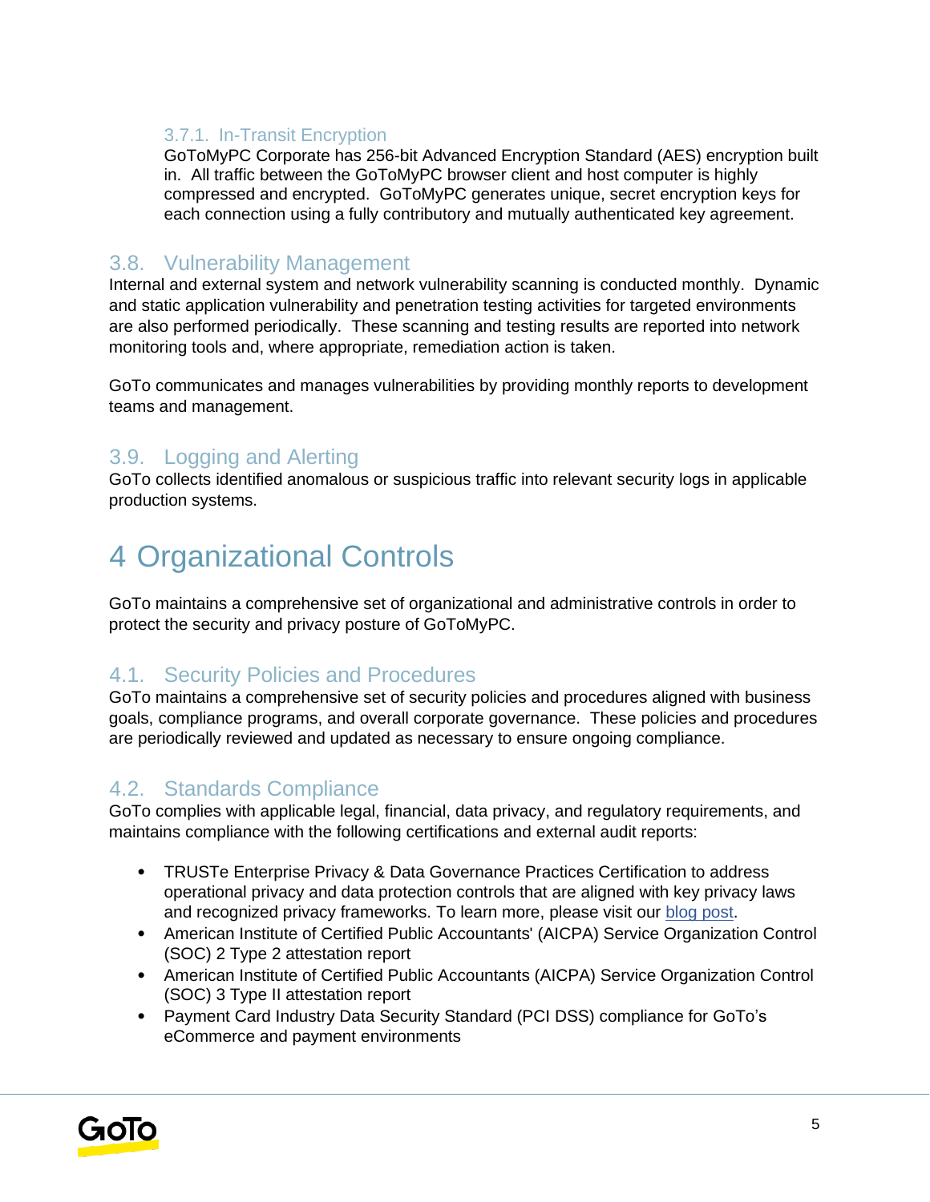#### 3.7.1. In-Transit Encryption

GoToMyPC Corporate has 256-bit Advanced Encryption Standard (AES) encryption built in. All traffic between the GoToMyPC browser client and host computer is highly compressed and encrypted. GoToMyPC generates unique, secret encryption keys for each connection using a fully contributory and mutually authenticated key agreement.

### 3.8. Vulnerability Management

Internal and external system and network vulnerability scanning is conducted monthly. Dynamic and static application vulnerability and penetration testing activities for targeted environments are also performed periodically. These scanning and testing results are reported into network monitoring tools and, where appropriate, remediation action is taken.

GoTo communicates and manages vulnerabilities by providing monthly reports to development teams and management.

### 3.9. Logging and Alerting

GoTo collects identified anomalous or suspicious traffic into relevant security logs in applicable production systems.

# 4 Organizational Controls

GoTo maintains a comprehensive set of organizational and administrative controls in order to protect the security and privacy posture of GoToMyPC.

### 4.1. Security Policies and Procedures

GoTo maintains a comprehensive set of security policies and procedures aligned with business goals, compliance programs, and overall corporate governance. These policies and procedures are periodically reviewed and updated as necessary to ensure ongoing compliance.

### 4.2. Standards Compliance

GoTo complies with applicable legal, financial, data privacy, and regulatory requirements, and maintains compliance with the following certifications and external audit reports:

- TRUSTe Enterprise Privacy & Data Governance Practices Certification to address operational privacy and data protection controls that are aligned with key privacy laws and recognized privacy frameworks. To learn more, please visit our blog post.
- American Institute of Certified Public Accountants' (AICPA) Service Organization Control (SOC) 2 Type 2 attestation report
- American Institute of Certified Public Accountants (AICPA) Service Organization Control (SOC) 3 Type II attestation report
- Payment Card Industry Data Security Standard (PCI DSS) compliance for GoTo's eCommerce and payment environments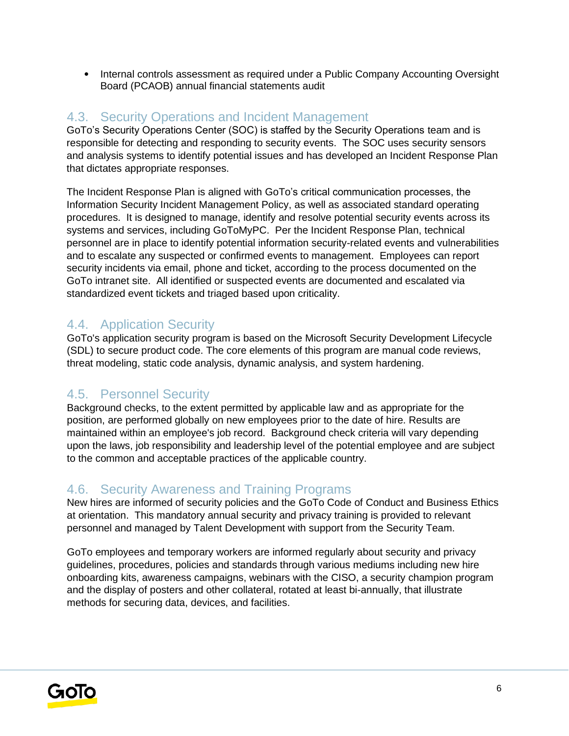- Internal controls assessment as required under a Public Company Accounting Oversight Board (PCAOB) annual financial statements audit

## 4.3. Security Operations and Incident Management

GoTo's Security Operations Center (SOC) is staffed by the Security Operations team and is responsible for detecting and responding to security events. The SOC uses security sensors and analysis systems to identify potential issues and has developed an Incident Response Plan that dictates appropriate responses.

The Incident Response Plan is aligned with GoTo's critical communication processes, the Information Security Incident Management Policy, as well as associated standard operating procedures. It is designed to manage, identify and resolve potential security events across its systems and services, including GoToMyPC. Per the Incident Response Plan, technical personnel are in place to identify potential information security-related events and vulnerabilities and to escalate any suspected or confirmed events to management. Employees can report security incidents via email, phone and ticket, according to the process documented on the GoTo intranet site. All identified or suspected events are documented and escalated via standardized event tickets and triaged based upon criticality.

## 4.4. Application Security

GoTo's application security program is based on the Microsoft Security Development Lifecycle (SDL) to secure product code. The core elements of this program are manual code reviews, threat modeling, static code analysis, dynamic analysis, and system hardening.

## 4.5. Personnel Security

Background checks, to the extent permitted by applicable law and as appropriate for the position, are performed globally on new employees prior to the date of hire. Results are maintained within an employee's job record. Background check criteria will vary depending upon the laws, job responsibility and leadership level of the potential employee and are subject to the common and acceptable practices of the applicable country.

## 4.6. Security Awareness and Training Programs

New hires are informed of security policies and the GoTo Code of Conduct and Business Ethics at orientation. This mandatory annual security and privacy training is provided to relevant personnel and managed by Talent Development with support from the Security Team.

GoTo employees and temporary workers are informed regularly about security and privacy guidelines, procedures, policies and standards through various mediums including new hire onboarding kits, awareness campaigns, webinars with the CISO, a security champion program and the display of posters and other collateral, rotated at least bi-annually, that illustrate methods for securing data, devices, and facilities.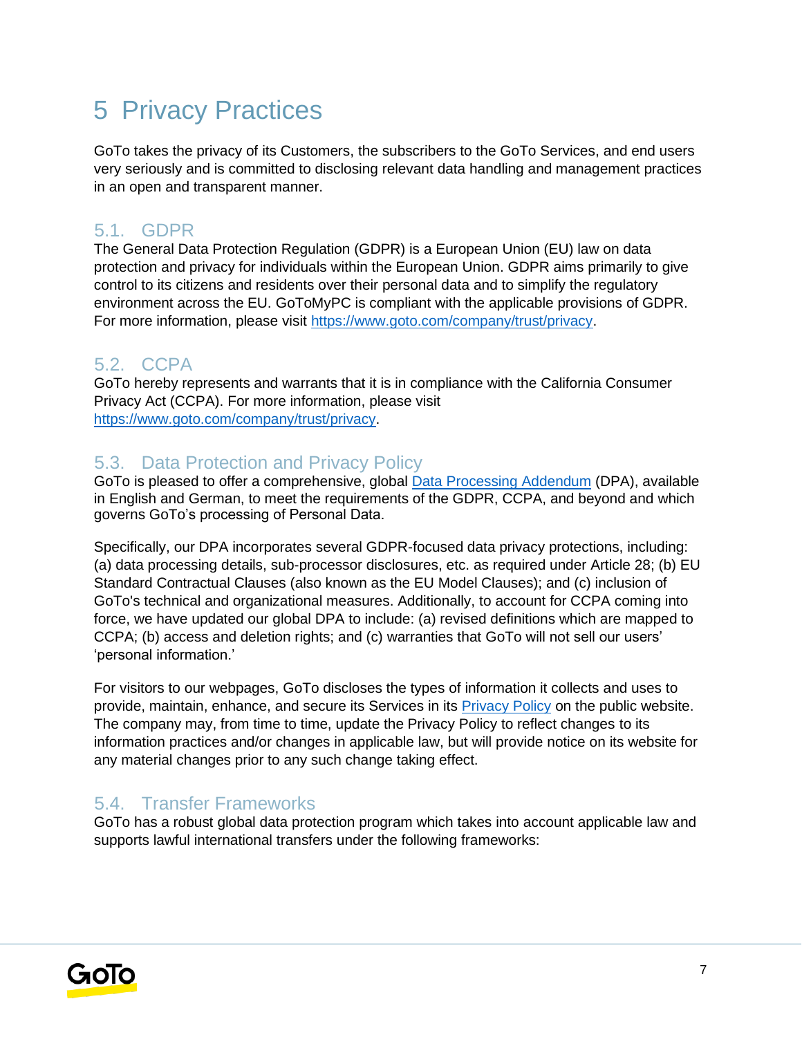# 5 Privacy Practices

GoTo takes the privacy of its Customers, the subscribers to the GoTo Services, and end users very seriously and is committed to disclosing relevant data handling and management practices in an open and transparent manner.

## 5.1. GDPR

The General Data Protection Regulation (GDPR) is a European Union (EU) law on data protection and privacy for individuals within the European Union. GDPR aims primarily to give control to its citizens and residents over their personal data and to simplify the regulatory environment across the EU. GoToMyPC is compliant with the applicable provisions of GDPR. For more information, please visit [https://www.goto.com/company/trust/privacy](https://www.goto.com/company/trust/privacy).

## 5.2. CCPA

GoTo hereby represents and warrants that it is in compliance with the California Consumer Privacy Act (CCPA). For more information, please visit [https://www.goto.com/company/trust/privacy](https://www.goto.com/company/trust/privacy).

## 5.3. Data Protection and Privacy Policy

GoTo is pleased to offer a comprehensive, global Data Processing Addendum (DPA), available in English and German, to meet the requirements of the GDPR, CCPA, and beyond and which governs GoTo's processing of Personal Data.

Specifically, our DPA incorporates several GDPR-focused data privacy protections, including: (a) data processing details, sub-processor disclosures, etc. as required under Article 28; (b) EU Standard Contractual Clauses (also known as the EU Model Clauses); and (c) inclusion of GoTo's technical and organizational measures. Additionally, to account for CCPA coming into force, we have updated our global DPA to include: (a) revised definitions which are mapped to CCPA; (b) access and deletion rights; and (c) warranties that GoTo will not sell our users' 'personal information.'

For visitors to our webpages, GoTo discloses the types of information it collects and uses to provide, maintain, enhance, and secure its Services in its Privacy Policy on the public website. The company may, from time to time, update the Privacy Policy to reflect changes to its information practices and/or changes in applicable law, but will provide notice on its website for any material changes prior to any such change taking effect.

## 5.4. Transfer Frameworks

GoTo has a robust global data protection program which takes into account applicable law and supports lawful international transfers under the following frameworks: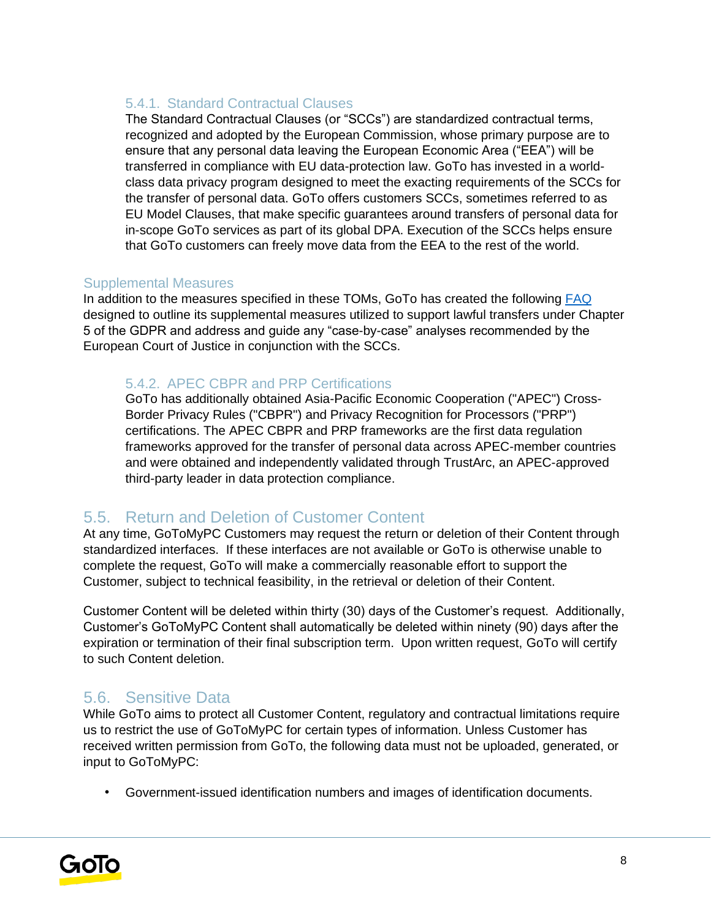#### 5.4.1. Standard Contractual Clauses

The Standard Contractual Clauses (or "SCCs") are standardized contractual terms, recognized and adopted by the European Commission, whose primary purpose are to ensure that any personal data leaving the European Economic Area ("EEA") will be transferred in compliance with EU data-protection law. GoTo has invested in a world-class data privacy program designed to meet the exacting requirements of the SCCs for the transfer of personal data. GoTo offers customers SCCs, sometimes referred to as EU Model Clauses, that make specific guarantees around transfers of personal data for in-scope GoTo services as part of its global DPA. Execution of the SCCs helps ensure that GoTo customers can freely move data from the EEA to the rest of the world.

### Supplemental Measures

In addition to the measures specified in these TOMs, GoTo has created the following FAQ designed to outline its supplemental measures utilized to support lawful transfers under Chapter 5 of the GDPR and address and guide any "case-by-case" analyses recommended by the European Court of Justice in conjunction with the SCCs.

#### 5.4.2. APEC CBPR and PRP Certifications

GoTo has additionally obtained Asia-Pacific Economic Cooperation ("APEC") Cross-Border Privacy Rules ("CBPR") and Privacy Recognition for Processors ("PRP") certifications. The APEC CBPR and PRP frameworks are the first data regulation frameworks approved for the transfer of personal data across APEC-member countries and were obtained and independently validated through TrustArc, an APEC-approved third-party leader in data protection compliance.

## 5.5. Return and Deletion of Customer Content

At any time, GoToMyPC Customers may request the return or deletion of their Content through standardized interfaces. If these interfaces are not available or GoTo is otherwise unable to complete the request, GoTo will make a commercially reasonable effort to support the Customer, subject to technical feasibility, in the retrieval or deletion of their Content.

Customer Content will be deleted within thirty (30) days of the Customer's request. Additionally, Customer's GoToMyPC Content shall automatically be deleted within ninety (90) days after the expiration or termination of their final subscription term. Upon written request, GoTo will certify to such Content deletion.

## 5.6. Sensitive Data

While GoTo aims to protect all Customer Content, regulatory and contractual limitations require us to restrict the use of GoToMyPC for certain types of information. Unless Customer has received written permission from GoTo, the following data must not be uploaded, generated, or input to GoToMyPC:

- Government-issued identification numbers and images of identification documents.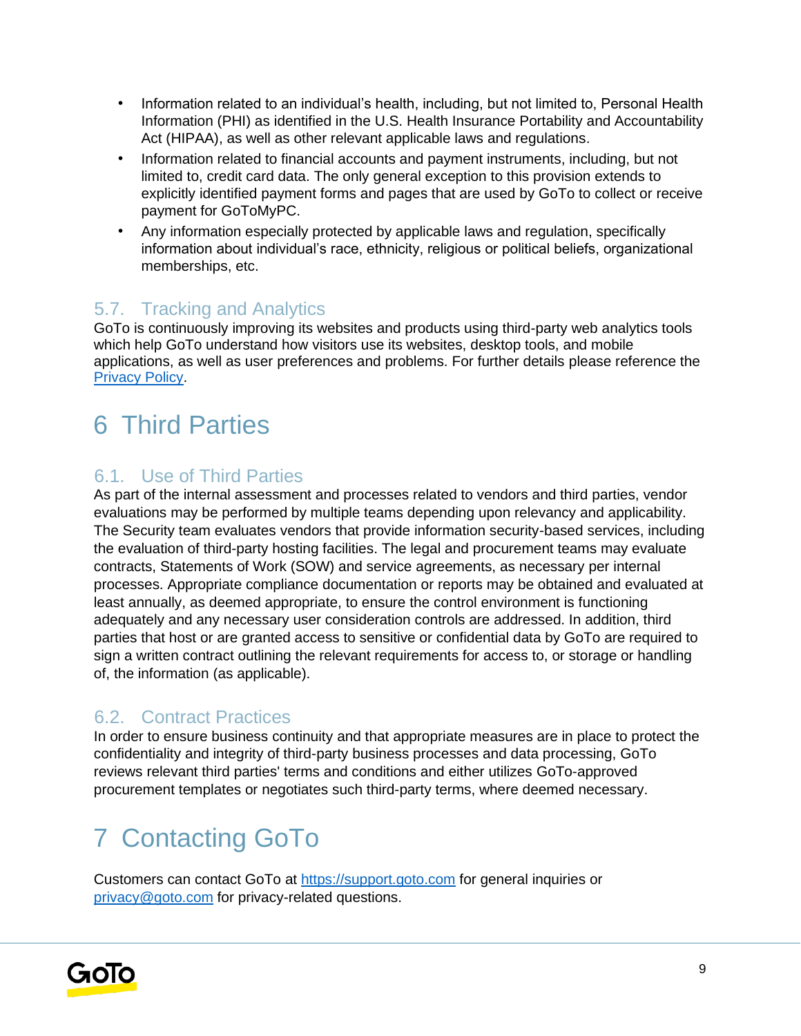- Information related to an individual's health, including, but not limited to, Personal Health Information (PHI) as identified in the U.S. Health Insurance Portability and Accountability Act (HIPAA), as well as other relevant applicable laws and regulations.
- Information related to financial accounts and payment instruments, including, but not limited to, credit card data. The only general exception to this provision extends to explicitly identified payment forms and pages that are used by GoTo to collect or receive payment for GoToMyPC.
- Any information especially protected by applicable laws and regulation, specifically information about individual's race, ethnicity, religious or political beliefs, organizational memberships, etc.

### 5.7. Tracking and Analytics

GoTo is continuously improving its websites and products using third-party web analytics tools which help GoTo understand how visitors use its websites, desktop tools, and mobile applications, as well as user preferences and problems. For further details please reference the [Privacy Policy].

# 6 Third Parties

### 6.1. Use of Third Parties

As part of the internal assessment and processes related to vendors and third parties, vendor evaluations may be performed by multiple teams depending upon relevancy and applicability. The Security team evaluates vendors that provide information security-based services, including the evaluation of third-party hosting facilities. The legal and procurement teams may evaluate contracts, Statements of Work (SOW) and service agreements, as necessary per internal processes. Appropriate compliance documentation or reports may be obtained and evaluated at least annually, as deemed appropriate, to ensure the control environment is functioning adequately and any necessary user consideration controls are addressed. In addition, third parties that host or are granted access to sensitive or confidential data by GoTo are required to sign a written contract outlining the relevant requirements for access to, or storage or handling of, the information (as applicable).

### 6.2. Contract Practices

In order to ensure business continuity and that appropriate measures are in place to protect the confidentiality and integrity of third-party business processes and data processing, GoTo reviews relevant third parties' terms and conditions and either utilizes GoTo-approved procurement templates or negotiates such third-party terms, where deemed necessary.

# 7 Contacting GoTo

Customers can contact GoTo at https://support.goto.com for general inquiries or privacy@goto.com for privacy-related questions.